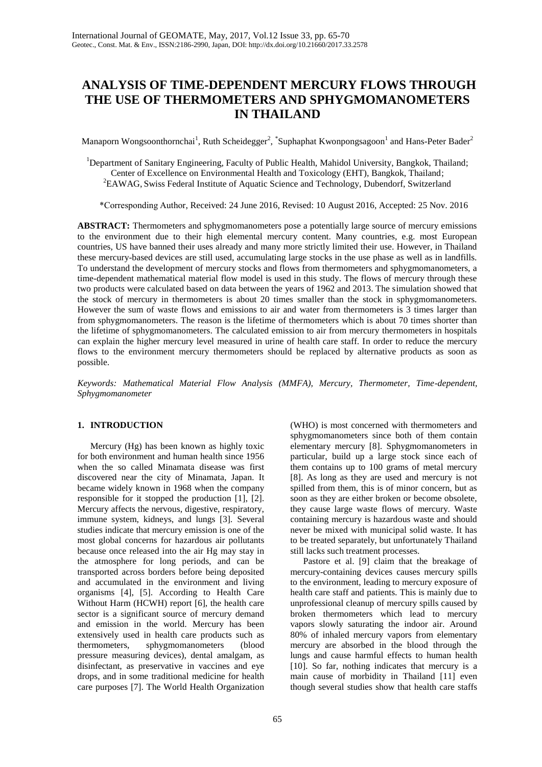# ANALYSIS OF TIME-DEPENDENT MERCURY FLOWS THROUGH THE USE OF THERMOMETERS AND SPHYGMOMANOMETERS IN THAILAND

Manaporn Wongsoonthornchai[1], Ruth Scheidegger[2], *Suphaphat Kwonpongsagoon[1] and Hans-Peter Bader[2]

[1]Department of Sanitary Engineering, Faculty of Public Health, Mahidol University, Bangkok, Thailand; Center of Excellence on Environmental Health and Toxicology (EHT), Bangkok, Thailand;
[2]EAWAG, Swiss Federal Institute of Aquatic Science and Technology, Dubendorf, Switzerland

*Corresponding Author, Received: 24 June 2016, Revised: 10 August 2016, Accepted: 25 Nov. 2016

**ABSTRACT:** Thermometers and sphygmomanometers pose a potentially large source of mercury emissions to the environment due to their high elemental mercury content. Many countries, e.g. most European countries, US have banned their uses already and many more strictly limited their use. However, in Thailand these mercury-based devices are still used, accumulating large stocks in the use phase as well as in landfills. To understand the development of mercury stocks and flows from thermometers and sphygmomanometers, a time-dependent mathematical material flow model is used in this study. The flows of mercury through these two products were calculated based on data between the years of 1962 and 2013. The simulation showed that the stock of mercury in thermometers is about 20 times smaller than the stock in sphygmomanometers. However the sum of waste flows and emissions to air and water from thermometers is 3 times larger than from sphygmomanometers. The reason is the lifetime of thermometers which is about 70 times shorter than the lifetime of sphygmomanometers. The calculated emission to air from mercury thermometers in hospitals can explain the higher mercury level measured in urine of health care staff. In order to reduce the mercury flows to the environment mercury thermometers should be replaced by alternative products as soon as possible.

*Keywords: Mathematical Material Flow Analysis (MMFA), Mercury, Thermometer, Time-dependent, Sphygmomanometer*

## 1. INTRODUCTION

Mercury (Hg) has been known as highly toxic for both environment and human health since 1956 when the so called Minamata disease was first discovered near the city of Minamata, Japan. It became widely known in 1968 when the company responsible for it stopped the production [1], [2]. Mercury affects the nervous, digestive, respiratory, immune system, kidneys, and lungs [3]. Several studies indicate that mercury emission is one of the most global concerns for hazardous air pollutants because once released into the air Hg may stay in the atmosphere for long periods, and can be transported across borders before being deposited and accumulated in the environment and living organisms [4], [5]. According to Health Care Without Harm (HCWH) report [6], the health care sector is a significant source of mercury demand and emission in the world. Mercury has been extensively used in health care products such as thermometers, sphygmomanometers (blood pressure measuring devices), dental amalgam, as disinfectant, as preservative in vaccines and eye drops, and in some traditional medicine for health care purposes [7]. The World Health Organization (WHO) is most concerned with thermometers and sphygmomanometers since both of them contain elementary mercury [8]. Sphygmomanometers in particular, build up a large stock since each of them contains up to 100 grams of metal mercury [8]. As long as they are used and mercury is not spilled from them, this is of minor concern, but as soon as they are either broken or become obsolete, they cause large waste flows of mercury. Waste containing mercury is hazardous waste and should never be mixed with municipal solid waste. It has to be treated separately, but unfortunately Thailand still lacks such treatment processes.

Pastore et al. [9] claim that the breakage of mercury-containing devices causes mercury spills to the environment, leading to mercury exposure of health care staff and patients. This is mainly due to unprofessional cleanup of mercury spills caused by broken thermometers which lead to mercury vapors slowly saturating the indoor air. Around 80% of inhaled mercury vapors from elementary mercury are absorbed in the blood through the lungs and cause harmful effects to human health [10]. So far, nothing indicates that mercury is a main cause of morbidity in Thailand [11] even though several studies show that health care staffs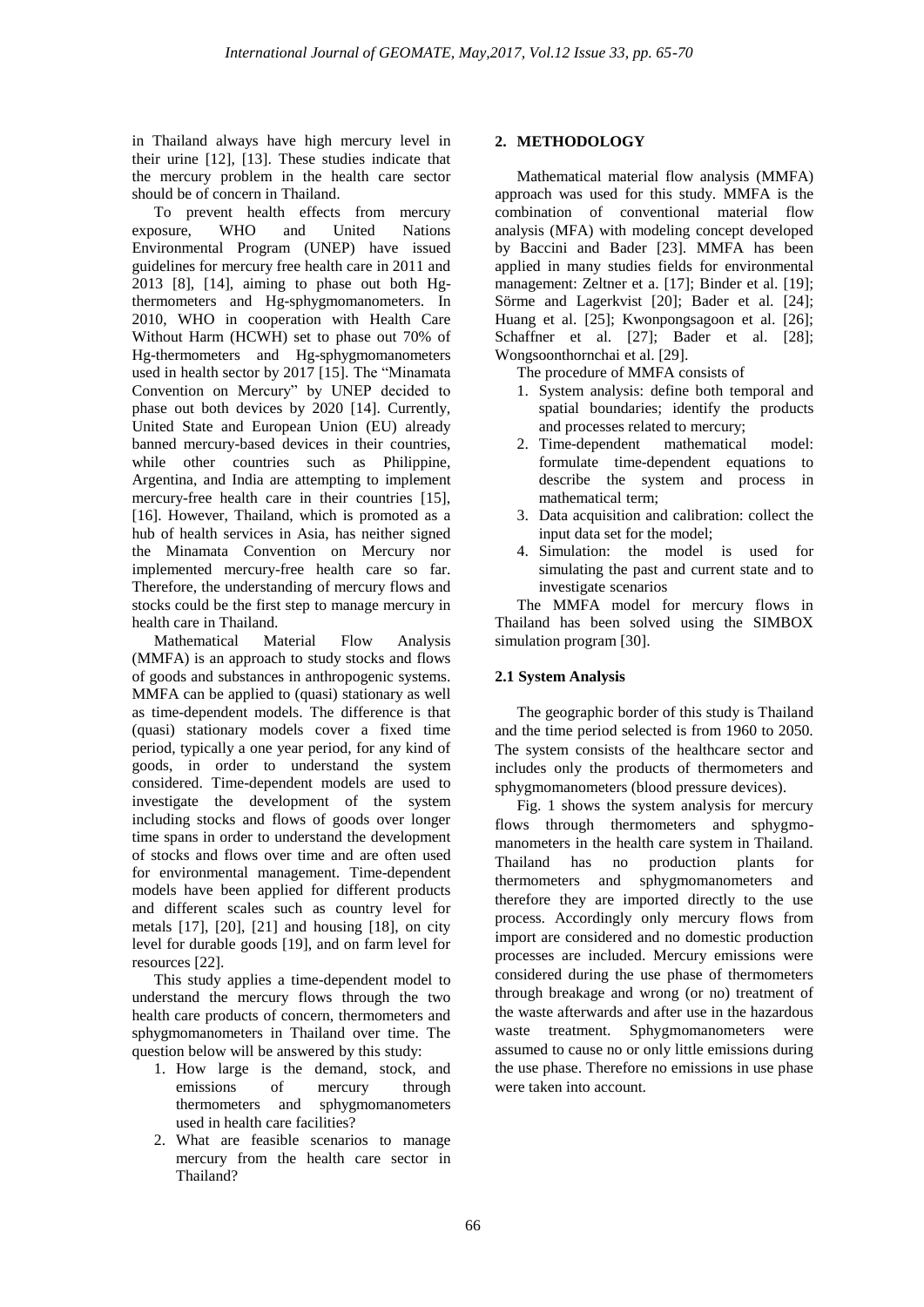in Thailand always have high mercury level in their urine [12], [13]. These studies indicate that the mercury problem in the health care sector should be of concern in Thailand.

To prevent health effects from mercury exposure, WHO and United Nations Environmental Program (UNEP) have issued guidelines for mercury free health care in 2011 and 2013 [8], [14], aiming to phase out both Hg-thermometers and Hg-sphygmomanometers. In 2010, WHO in cooperation with Health Care Without Harm (HCWH) set to phase out 70% of Hg-thermometers and Hg-sphygmomanometers used in health sector by 2017 [15]. The "Minamata Convention on Mercury" by UNEP decided to phase out both devices by 2020 [14]. Currently, United State and European Union (EU) already banned mercury-based devices in their countries, while other countries such as Philippine, Argentina, and India are attempting to implement mercury-free health care in their countries [15], [16]. However, Thailand, which is promoted as a hub of health services in Asia, has neither signed the Minamata Convention on Mercury nor implemented mercury-free health care so far. Therefore, the understanding of mercury flows and stocks could be the first step to manage mercury in health care in Thailand.

Mathematical Material Flow Analysis (MMFA) is an approach to study stocks and flows of goods and substances in anthropogenic systems. MMFA can be applied to (quasi) stationary as well as time-dependent models. The difference is that (quasi) stationary models cover a fixed time period, typically a one year period, for any kind of goods, in order to understand the system considered. Time-dependent models are used to investigate the development of the system including stocks and flows of goods over longer time spans in order to understand the development of stocks and flows over time and are often used for environmental management. Time-dependent models have been applied for different products and different scales such as country level for metals [17], [20], [21] and housing [18], on city level for durable goods [19], and on farm level for resources [22].

This study applies a time-dependent model to understand the mercury flows through the two health care products of concern, thermometers and sphygmomanometers in Thailand over time. The question below will be answered by this study:

1. How large is the demand, stock, and emissions of mercury through thermometers and sphygmomanometers used in health care facilities?
2. What are feasible scenarios to manage mercury from the health care sector in Thailand?

## 2. METHODOLOGY

Mathematical material flow analysis (MMFA) approach was used for this study. MMFA is the combination of conventional material flow analysis (MFA) with modeling concept developed by Baccini and Bader [23]. MMFA has been applied in many studies fields for environmental management: Zeltner et a. [17]; Binder et al. [19]; Sörme and Lagerkvist [20]; Bader et al. [24]; Huang et al. [25]; Kwonpongsagoon et al. [26]; Schaffner et al. [27]; Bader et al. [28]; Wongsoonthornchai et al. [29].

The procedure of MMFA consists of

1. System analysis: define both temporal and spatial boundaries; identify the products and processes related to mercury;
2. Time-dependent mathematical model: formulate time-dependent equations to describe the system and process in mathematical term;
3. Data acquisition and calibration: collect the input data set for the model;
4. Simulation: the model is used for simulating the past and current state and to investigate scenarios

The MMFA model for mercury flows in Thailand has been solved using the SIMBOX simulation program [30].

### 2.1 System Analysis

The geographic border of this study is Thailand and the time period selected is from 1960 to 2050. The system consists of the healthcare sector and includes only the products of thermometers and sphygmomanometers (blood pressure devices).

Fig. 1 shows the system analysis for mercury flows through thermometers and sphygmomanometers in the health care system in Thailand. Thailand has no production plants for thermometers and sphygmomanometers and therefore they are imported directly to the use process. Accordingly only mercury flows from import are considered and no domestic production processes are included. Mercury emissions were considered during the use phase of thermometers through breakage and wrong (or no) treatment of the waste afterwards and after use in the hazardous waste treatment. Sphygmomanometers were assumed to cause no or only little emissions during the use phase. Therefore no emissions in use phase were taken into account.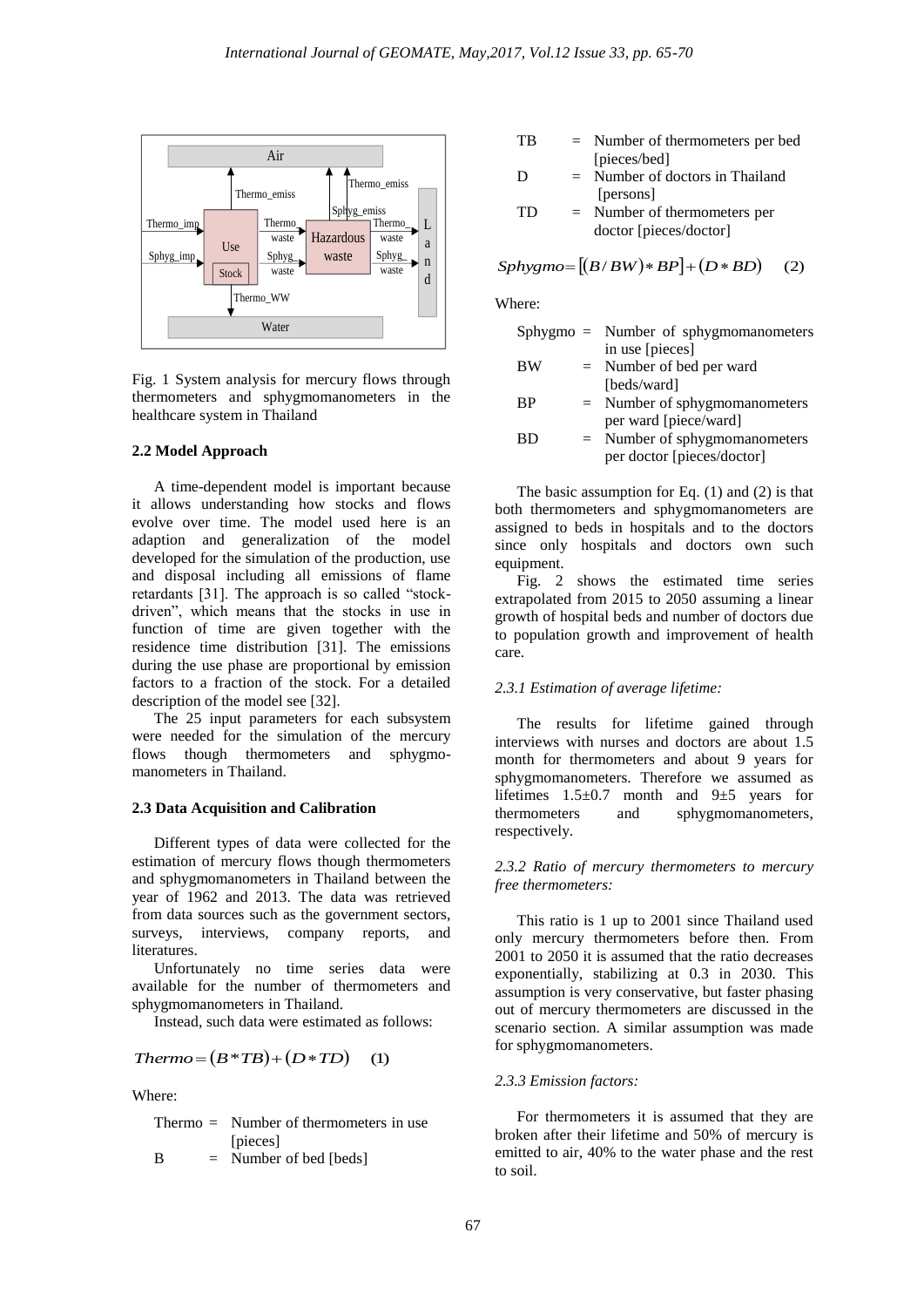Fig. 1 System analysis for mercury flows through thermometers and sphygmomanometers in the healthcare system in Thailand

### 2.2 Model Approach

A time-dependent model is important because it allows understanding how stocks and flows evolve over time. The model used here is an adaption and generalization of the model developed for the simulation of the production, use and disposal including all emissions of flame retardants [31]. The approach is so called "stock-driven", which means that the stocks in use in function of time are given together with the residence time distribution [31]. The emissions during the use phase are proportional by emission factors to a fraction of the stock. For a detailed description of the model see [32].

The 25 input parameters for each subsystem were needed for the simulation of the mercury flows though thermometers and sphygmomanometers in Thailand.

### 2.3 Data Acquisition and Calibration

Different types of data were collected for the estimation of mercury flows though thermometers and sphygmomanometers in Thailand between the year of 1962 and 2013. The data was retrieved from data sources such as the government sectors, surveys, interviews, company reports, and literatures.

Unfortunately no time series data were available for the number of thermometers and sphygmomanometers in Thailand.

Instead, such data were estimated as follows:

$$Thermo = (B * TB) + (D * TD) \quad (1)$$

Where:

Thermo = Number of thermometers in use [pieces]
B = Number of bed [beds]
TB = Number of thermometers per bed [pieces/bed]
D = Number of doctors in Thailand [persons]
TD = Number of thermometers per doctor [pieces/doctor]

$$Sphygmo = [(B / BW) * BP] + (D * BD) \quad (2)$$

Where:

Sphygmo = Number of sphygmomanometers in use [pieces]
BW = Number of bed per ward [beds/ward]
BP = Number of sphygmomanometers per ward [piece/ward]
BD = Number of sphygmomanometers per doctor [pieces/doctor]

The basic assumption for Eq. (1) and (2) is that both thermometers and sphygmomanometers are assigned to beds in hospitals and to the doctors since only hospitals and doctors own such equipment.

Fig. 2 shows the estimated time series extrapolated from 2015 to 2050 assuming a linear growth of hospital beds and number of doctors due to population growth and improvement of health care.

#### *2.3.1 Estimation of average lifetime:*

The results for lifetime gained through interviews with nurses and doctors are about 1.5 month for thermometers and about 9 years for sphygmomanometers. Therefore we assumed as lifetimes 1.5±0.7 month and 9±5 years for thermometers and sphygmomanometers, respectively.

#### *2.3.2 Ratio of mercury thermometers to mercury free thermometers:*

This ratio is 1 up to 2001 since Thailand used only mercury thermometers before then. From 2001 to 2050 it is assumed that the ratio decreases exponentially, stabilizing at 0.3 in 2030. This assumption is very conservative, but faster phasing out of mercury thermometers are discussed in the scenario section. A similar assumption was made for sphygmomanometers.

#### *2.3.3 Emission factors:*

For thermometers it is assumed that they are broken after their lifetime and 50% of mercury is emitted to air, 40% to the water phase and the rest to soil.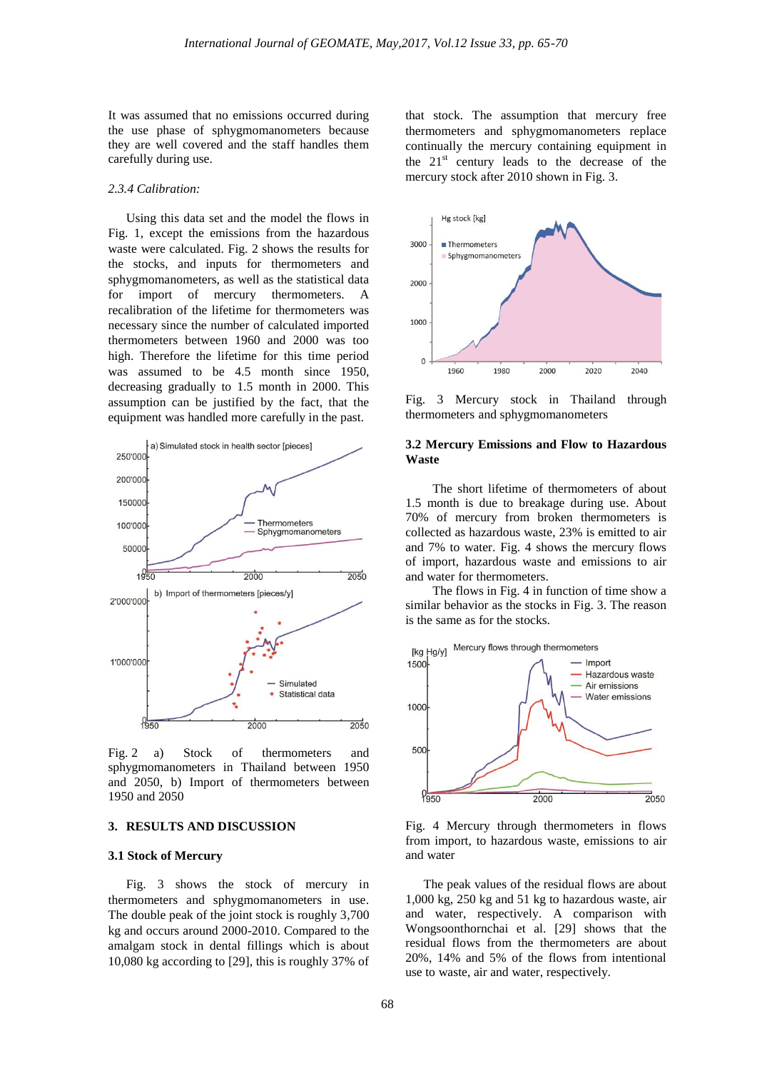It was assumed that no emissions occurred during the use phase of sphygmomanometers because they are well covered and the staff handles them carefully during use.

*2.3.4 Calibration:*

Using this data set and the model the flows in Fig. 1, except the emissions from the hazardous waste were calculated. Fig. 2 shows the results for the stocks, and inputs for thermometers and sphygmomanometers, as well as the statistical data for import of mercury thermometers. A recalibration of the lifetime for thermometers was necessary since the number of calculated imported thermometers between 1960 and 2000 was too high. Therefore the lifetime for this time period was assumed to be 4.5 month since 1950, decreasing gradually to 1.5 month in 2000. This assumption can be justified by the fact, that the equipment was handled more carefully in the past.

Fig. 2 a) Stock of thermometers and sphygmomanometers in Thailand between 1950 and 2050, b) Import of thermometers between 1950 and 2050

## 3. RESULTS AND DISCUSSION

### 3.1 Stock of Mercury

Fig. 3 shows the stock of mercury in thermometers and sphygmomanometers in use. The double peak of the joint stock is roughly 3,700 kg and occurs around 2000-2010. Compared to the amalgam stock in dental fillings which is about 10,080 kg according to [29], this is roughly 37% of that stock. The assumption that mercury free thermometers and sphygmomanometers replace continually the mercury containing equipment in the 21[st] century leads to the decrease of the mercury stock after 2010 shown in Fig. 3.

Fig. 3 Mercury stock in Thailand through thermometers and sphygmomanometers

### 3.2 Mercury Emissions and Flow to Hazardous Waste

The short lifetime of thermometers of about 1.5 month is due to breakage during use. About 70% of mercury from broken thermometers is collected as hazardous waste, 23% is emitted to air and 7% to water. Fig. 4 shows the mercury flows of import, hazardous waste and emissions to air and water for thermometers.

The flows in Fig. 4 in function of time show a similar behavior as the stocks in Fig. 3. The reason is the same as for the stocks.

Fig. 4 Mercury through thermometers in flows from import, to hazardous waste, emissions to air and water

The peak values of the residual flows are about 1,000 kg, 250 kg and 51 kg to hazardous waste, air and water, respectively. A comparison with Wongsoonthornchai et al. [29] shows that the residual flows from the thermometers are about 20%, 14% and 5% of the flows from intentional use to waste, air and water, respectively.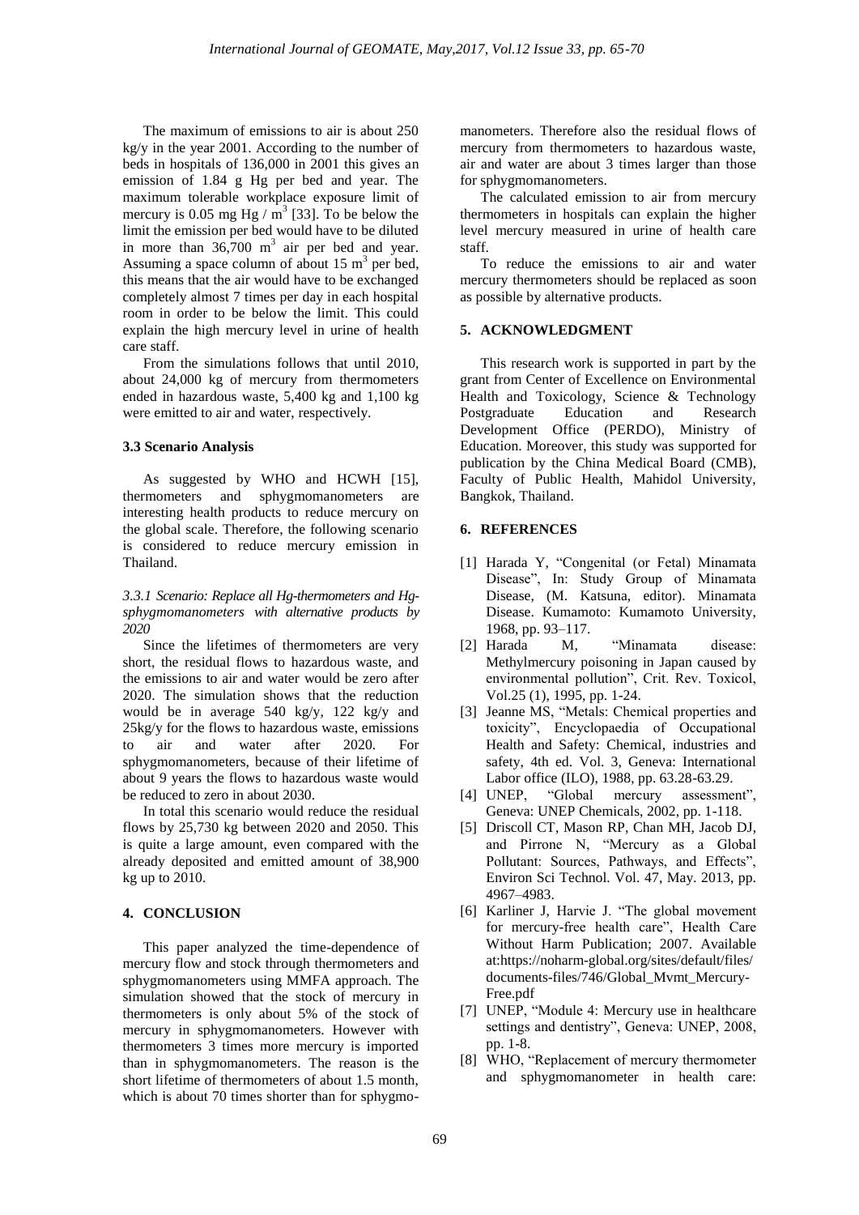The maximum of emissions to air is about 250 kg/y in the year 2001. According to the number of beds in hospitals of 136,000 in 2001 this gives an emission of 1.84 g Hg per bed and year. The maximum tolerable workplace exposure limit of mercury is 0.05 mg Hg / $m^3$ [33]. To be below the limit the emission per bed would have to be diluted in more than 36,700 $m^3$ air per bed and year. Assuming a space column of about 15 $m^3$ per bed, this means that the air would have to be exchanged completely almost 7 times per day in each hospital room in order to be below the limit. This could explain the high mercury level in urine of health care staff.

From the simulations follows that until 2010, about 24,000 kg of mercury from thermometers ended in hazardous waste, 5,400 kg and 1,100 kg were emitted to air and water, respectively.

### 3.3 Scenario Analysis

As suggested by WHO and HCWH [15], thermometers and sphygmomanometers are interesting health products to reduce mercury on the global scale. Therefore, the following scenario is considered to reduce mercury emission in Thailand.

*3.3.1 Scenario: Replace all Hg-thermometers and Hg-sphygmomanometers with alternative products by 2020*

Since the lifetimes of thermometers are very short, the residual flows to hazardous waste, and the emissions to air and water would be zero after 2020. The simulation shows that the reduction would be in average 540 kg/y, 122 kg/y and 25kg/y for the flows to hazardous waste, emissions to air and water after 2020. For sphygmomanometers, because of their lifetime of about 9 years the flows to hazardous waste would be reduced to zero in about 2030.

In total this scenario would reduce the residual flows by 25,730 kg between 2020 and 2050. This is quite a large amount, even compared with the already deposited and emitted amount of 38,900 kg up to 2010.

## 4. CONCLUSION

This paper analyzed the time-dependence of mercury flow and stock through thermometers and sphygmomanometers using MMFA approach. The simulation showed that the stock of mercury in thermometers is only about 5% of the stock of mercury in sphygmomanometers. However with thermometers 3 times more mercury is imported than in sphygmomanometers. The reason is the short lifetime of thermometers of about 1.5 month, which is about 70 times shorter than for sphygmomanometers. Therefore also the residual flows of mercury from thermometers to hazardous waste, air and water are about 3 times larger than those for sphygmomanometers.

The calculated emission to air from mercury thermometers in hospitals can explain the higher level mercury measured in urine of health care staff.

To reduce the emissions to air and water mercury thermometers should be replaced as soon as possible by alternative products.

## 5. ACKNOWLEDGMENT

This research work is supported in part by the grant from Center of Excellence on Environmental Health and Toxicology, Science & Technology Postgraduate Education and Research Development Office (PERDO), Ministry of Education. Moreover, this study was supported for publication by the China Medical Board (CMB), Faculty of Public Health, Mahidol University, Bangkok, Thailand.

## 6. REFERENCES

[1] Harada Y, "Congenital (or Fetal) Minamata Disease", In: Study Group of Minamata Disease, (M. Katsuna, editor). Minamata Disease. Kumamoto: Kumamoto University, 1968, pp. 93–117.

[2] Harada M, "Minamata disease: Methylmercury poisoning in Japan caused by environmental pollution", Crit. Rev. Toxicol, Vol.25 (1), 1995, pp. 1-24.

[3] Jeanne MS, "Metals: Chemical properties and toxicity", Encyclopaedia of Occupational Health and Safety: Chemical, industries and safety, 4th ed. Vol. 3, Geneva: International Labor office (ILO), 1988, pp. 63.28-63.29.

[4] UNEP, "Global mercury assessment", Geneva: UNEP Chemicals, 2002, pp. 1-118.

[5] Driscoll CT, Mason RP, Chan MH, Jacob DJ, and Pirrone N, "Mercury as a Global Pollutant: Sources, Pathways, and Effects", Environ Sci Technol. Vol. 47, May. 2013, pp. 4967–4983.

[6] Karliner J, Harvie J. "The global movement for mercury-free health care", Health Care Without Harm Publication; 2007. Available at:https://noharm-global.org/sites/default/files/documents-files/746/Global_Mvmt_Mercury-Free.pdf

[7] UNEP, "Module 4: Mercury use in healthcare settings and dentistry", Geneva: UNEP, 2008, pp. 1-8.

[8] WHO, "Replacement of mercury thermometer and sphygmomanometer in health care: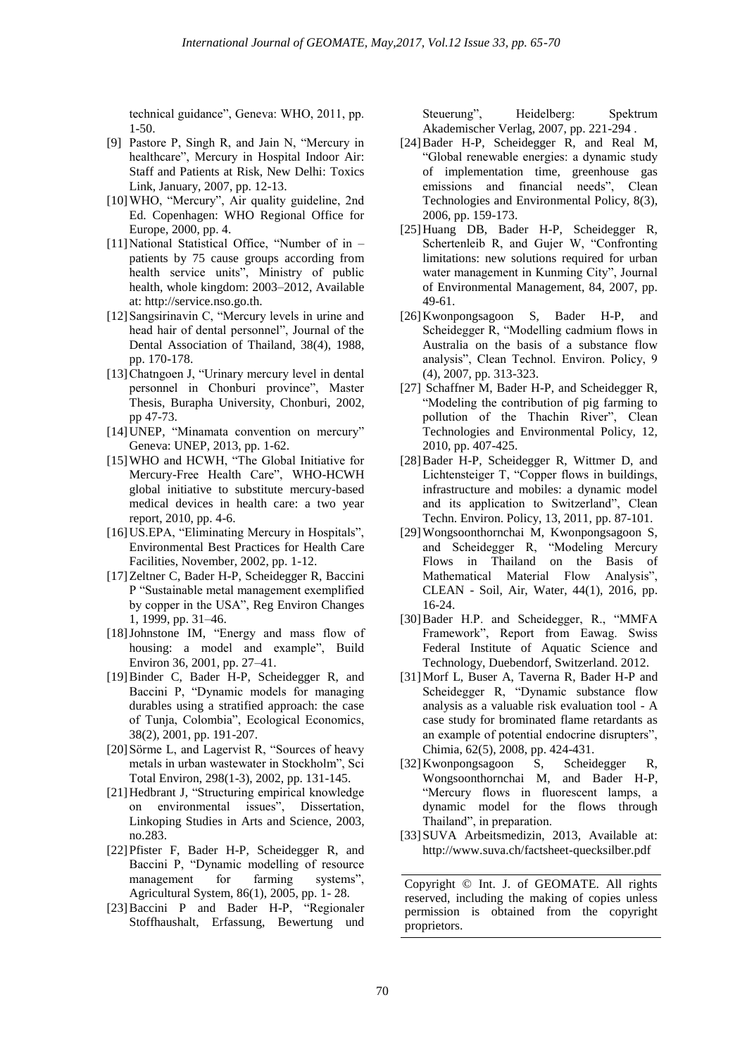technical guidance", Geneva: WHO, 2011, pp. 1-50.

[9] Pastore P, Singh R, and Jain N, "Mercury in healthcare", Mercury in Hospital Indoor Air: Staff and Patients at Risk, New Delhi: Toxics Link, January, 2007, pp. 12-13.

[10] WHO, "Mercury", Air quality guideline, 2nd Ed. Copenhagen: WHO Regional Office for Europe, 2000, pp. 4.

[11] National Statistical Office, "Number of in – patients by 75 cause groups according from health service units", Ministry of public health, whole kingdom: 2003–2012, Available at: http://service.nso.go.th.

[12] Sangsirinavin C, "Mercury levels in urine and head hair of dental personnel", Journal of the Dental Association of Thailand, 38(4), 1988, pp. 170-178.

[13] Chatngoen J, "Urinary mercury level in dental personnel in Chonburi province", Master Thesis, Burapha University, Chonburi, 2002, pp 47-73.

[14] UNEP, "Minamata convention on mercury" Geneva: UNEP, 2013, pp. 1-62.

[15] WHO and HCWH, "The Global Initiative for Mercury-Free Health Care", WHO-HCWH global initiative to substitute mercury-based medical devices in health care: a two year report, 2010, pp. 4-6.

[16] US.EPA, "Eliminating Mercury in Hospitals", Environmental Best Practices for Health Care Facilities, November, 2002, pp. 1-12.

[17] Zeltner C, Bader H-P, Scheidegger R, Baccini P "Sustainable metal management exemplified by copper in the USA", Reg Environ Changes 1, 1999, pp. 31–46.

[18] Johnstone IM, "Energy and mass flow of housing: a model and example", Build Environ 36, 2001, pp. 27–41.

[19] Binder C, Bader H-P, Scheidegger R, and Baccini P, "Dynamic models for managing durables using a stratified approach: the case of Tunja, Colombia", Ecological Economics, 38(2), 2001, pp. 191-207.

[20] Sörme L, and Lagervist R, "Sources of heavy metals in urban wastewater in Stockholm", Sci Total Environ, 298(1-3), 2002, pp. 131-145.

[21] Hedbrant J, "Structuring empirical knowledge on environmental issues", Dissertation, Linkoping Studies in Arts and Science, 2003, no.283.

[22] Pfister F, Bader H-P, Scheidegger R, and Baccini P, "Dynamic modelling of resource management for farming systems", Agricultural System, 86(1), 2005, pp. 1- 28.

[23] Baccini P and Bader H-P, "Regionaler Stoffhaushalt, Erfassung, Bewertung und Steuerung", Heidelberg: Spektrum Akademischer Verlag, 2007, pp. 221-294 .

[24] Bader H-P, Scheidegger R, and Real M, "Global renewable energies: a dynamic study of implementation time, greenhouse gas emissions and financial needs", Clean Technologies and Environmental Policy, 8(3), 2006, pp. 159-173.

[25] Huang DB, Bader H-P, Scheidegger R, Schertenleib R, and Gujer W, "Confronting limitations: new solutions required for urban water management in Kunming City", Journal of Environmental Management, 84, 2007, pp. 49-61.

[26] Kwonpongsagoon S, Bader H-P, and Scheidegger R, "Modelling cadmium flows in Australia on the basis of a substance flow analysis", Clean Technol. Environ. Policy, 9 (4), 2007, pp. 313-323.

[27] Schaffner M, Bader H-P, and Scheidegger R, "Modeling the contribution of pig farming to pollution of the Thachin River", Clean Technologies and Environmental Policy, 12, 2010, pp. 407-425.

[28] Bader H-P, Scheidegger R, Wittmer D, and Lichtensteiger T, "Copper flows in buildings, infrastructure and mobiles: a dynamic model and its application to Switzerland", Clean Techn. Environ. Policy, 13, 2011, pp. 87-101.

[29] Wongsoonthornchai M, Kwonpongsagoon S, and Scheidegger R, "Modeling Mercury Flows in Thailand on the Basis of Mathematical Material Flow Analysis", CLEAN - Soil, Air, Water, 44(1), 2016, pp. 16-24.

[30] Bader H.P. and Scheidegger, R., "MMFA Framework", Report from Eawag. Swiss Federal Institute of Aquatic Science and Technology, Duebendorf, Switzerland. 2012.

[31] Morf L, Buser A, Taverna R, Bader H-P and Scheidegger R, "Dynamic substance flow analysis as a valuable risk evaluation tool - A case study for brominated flame retardants as an example of potential endocrine disrupters", Chimia, 62(5), 2008, pp. 424-431.

[32] Kwonpongsagoon S, Scheidegger R, Wongsoonthornchai M, and Bader H-P, "Mercury flows in fluorescent lamps, a dynamic model for the flows through Thailand", in preparation.

[33] SUVA Arbeitsmedizin, 2013, Available at: http://www.suva.ch/factsheet-quecksilber.pdf

Copyright © Int. J. of GEOMATE. All rights reserved, including the making of copies unless permission is obtained from the copyright proprietors.